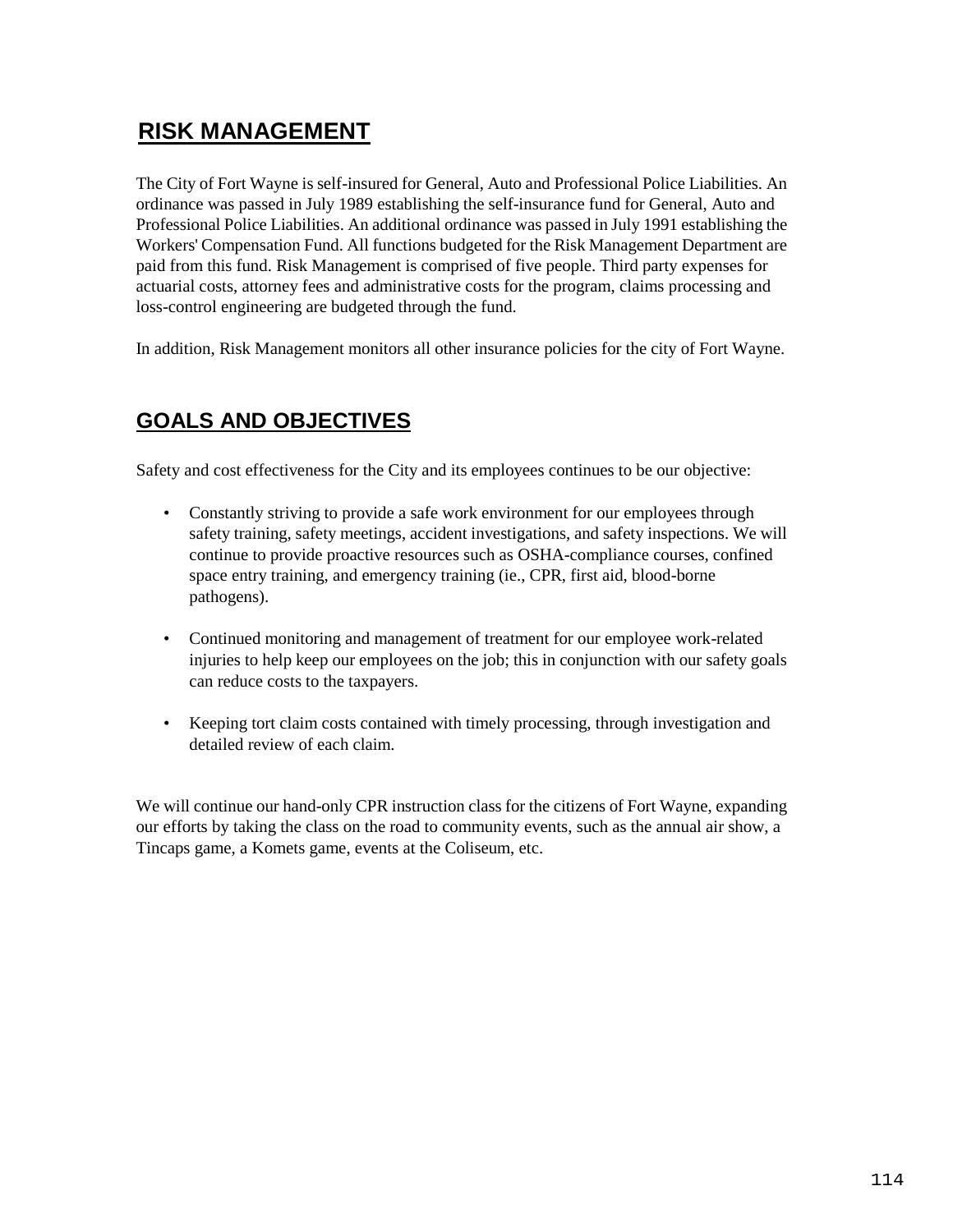## RISK MANAGEMENT

The City of Fort Wayne is self-insured for General, Auto and Professional Police Liabilities. An ordinance was passed in July 1989 establishing the self-insurance fund for General, Auto and Professional Police Liabilities. An additional ordinance was passed in July 1991 establishing the Workers' Compensation Fund. All functions budgeted for the Risk Management Department are paid from this fund. Risk Management is comprised of five people. Third party expenses for actuarial costs, attorney fees and administrative costs for the program, claims processing and loss-control engineering are budgeted through the fund.

In addition, Risk Management monitors all other insurance policies for the city of Fort Wayne.

## GOALS AND OBJECTIVES

Safety and cost effectiveness for the City and its employees continues to be our objective:

- Constantly striving to provide a safe work environment for our employees through safety training, safety meetings, accident investigations, and safety inspections. We will continue to provide proactive resources such as OSHA-compliance courses, confined space entry training, and emergency training (ie., CPR, first aid, blood-borne pathogens).
- Continued monitoring and management of treatment for our employee work-related injuries to help keep our employees on the job; this in conjunction with our safety goals can reduce costs to the taxpayers.
- Keeping tort claim costs contained with timely processing, through investigation and detailed review of each claim.

We will continue our hand-only CPR instruction class for the citizens of Fort Wayne, expanding our efforts by taking the class on the road to community events, such as the annual air show, a Tincaps game, a Komets game, events at the Coliseum, etc.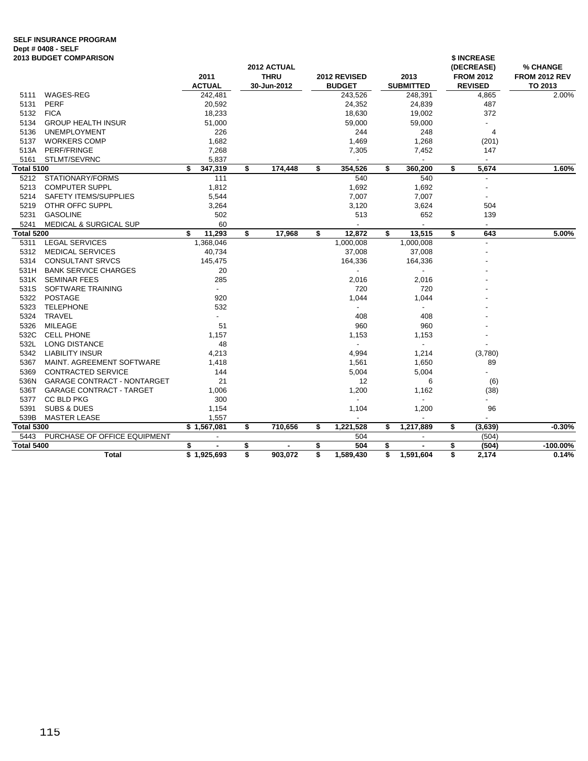**SELF INSURANCE PROGRAM**
**Dept # 0408 - SELF**
**2013 BUDGET COMPARISON**

| | | 2011 ACTUAL | 2012 ACTUAL THRU 30-Jun-2012 | 2012 REVISED BUDGET | 2013 SUBMITTED | $ INCREASE (DECREASE) FROM 2012 REVISED | % CHANGE FROM 2012 REV TO 2013 |
|---|---|---|---|---|---|---|---|
| 5111 | WAGES-REG | 242,481 | | 243,526 | 248,391 | 4,865 | 2.00% |
| 5131 | PERF | 20,592 | | 24,352 | 24,839 | 487 | |
| 5132 | FICA | 18,233 | | 18,630 | 19,002 | 372 | |
| 5134 | GROUP HEALTH INSUR | 51,000 | | 59,000 | 59,000 | - | |
| 5136 | UNEMPLOYMENT | 226 | | 244 | 248 | 4 | |
| 5137 | WORKERS COMP | 1,682 | | 1,469 | 1,268 | (201) | |
| 513A | PERF/FRINGE | 7,268 | | 7,305 | 7,452 | 147 | |
| 5161 | STLMT/SEVRNC | 5,837 | | - | - | - | |
| **Total 5100** | | **$ 347,319** | **$ 174,448** | **$ 354,526** | **$ 360,200** | **$ 5,674** | **1.60%** |
| 5212 | STATIONARY/FORMS | 111 | | 540 | 540 | - | |
| 5213 | COMPUTER SUPPL | 1,812 | | 1,692 | 1,692 | - | |
| 5214 | SAFETY ITEMS/SUPPLIES | 5,544 | | 7,007 | 7,007 | - | |
| 5219 | OTHR OFFC SUPPL | 3,264 | | 3,120 | 3,624 | 504 | |
| 5231 | GASOLINE | 502 | | 513 | 652 | 139 | |
| 5241 | MEDICAL & SURGICAL SUP | 60 | | - | - | - | |
| **Total 5200** | | **$ 11,293** | **$ 17,968** | **$ 12,872** | **$ 13,515** | **$ 643** | **5.00%** |
| 5311 | LEGAL SERVICES | 1,368,046 | | 1,000,008 | 1,000,008 | - | |
| 5312 | MEDICAL SERVICES | 40,734 | | 37,008 | 37,008 | - | |
| 5314 | CONSULTANT SRVCS | 145,475 | | 164,336 | 164,336 | - | |
| 531H | BANK SERVICE CHARGES | 20 | | - | - | - | |
| 531K | SEMINAR FEES | 285 | | 2,016 | 2,016 | - | |
| 531S | SOFTWARE TRAINING | - | | 720 | 720 | - | |
| 5322 | POSTAGE | 920 | | 1,044 | 1,044 | - | |
| 5323 | TELEPHONE | 532 | | - | - | - | |
| 5324 | TRAVEL | - | | 408 | 408 | - | |
| 5326 | MILEAGE | 51 | | 960 | 960 | - | |
| 532C | CELL PHONE | 1,157 | | 1,153 | 1,153 | - | |
| 532L | LONG DISTANCE | 48 | | - | - | - | |
| 5342 | LIABILITY INSUR | 4,213 | | 4,994 | 1,214 | (3,780) | |
| 5367 | MAINT. AGREEMENT SOFTWARE | 1,418 | | 1,561 | 1,650 | 89 | |
| 5369 | CONTRACTED SERVICE | 144 | | 5,004 | 5,004 | - | |
| 536N | GARAGE CONTRACT - NONTARGET | 21 | | 12 | 6 | (6) | |
| 536T | GARAGE CONTRACT - TARGET | 1,006 | | 1,200 | 1,162 | (38) | |
| 5377 | CC BLD PKG | 300 | | - | - | - | |
| 5391 | SUBS & DUES | 1,154 | | 1,104 | 1,200 | 96 | |
| 539B | MASTER LEASE | 1,557 | | - | - | - | |
| **Total 5300** | | **$ 1,567,081** | **$ 710,656** | **$ 1,221,528** | **$ 1,217,889** | **$ (3,639)** | **-0.30%** |
| 5443 | PURCHASE OF OFFICE EQUIPMENT | - | | 504 | - | (504) | |
| **Total 5400** | | **$ -** | **$ -** | **$ 504** | **$ -** | **$ (504)** | **-100.00%** |
| | **Total** | **$ 1,925,693** | **$ 903,072** | **$ 1,589,430** | **$ 1,591,604** | **$ 2,174** | **0.14%** |